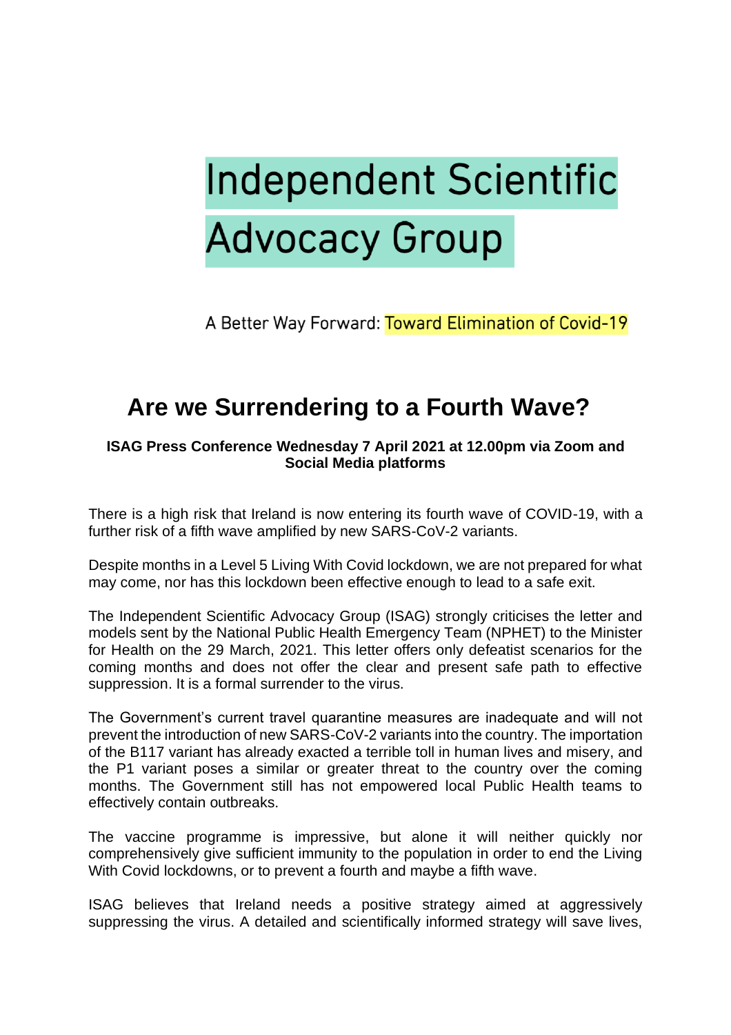Independent Scientific Advocacy Group

A Better Way Forward: Toward Elimination of Covid-19

# Are we Surrendering to a Fourth Wave?

**ISAG Press Conference Wednesday 7 April 2021 at 12.00pm via Zoom and Social Media platforms**

There is a high risk that Ireland is now entering its fourth wave of COVID-19, with a further risk of a fifth wave amplified by new SARS-CoV-2 variants.

Despite months in a Level 5 Living With Covid lockdown, we are not prepared for what may come, nor has this lockdown been effective enough to lead to a safe exit.

The Independent Scientific Advocacy Group (ISAG) strongly criticises the letter and models sent by the National Public Health Emergency Team (NPHET) to the Minister for Health on the 29 March, 2021. This letter offers only defeatist scenarios for the coming months and does not offer the clear and present safe path to effective suppression. It is a formal surrender to the virus.

The Government's current travel quarantine measures are inadequate and will not prevent the introduction of new SARS-CoV-2 variants into the country. The importation of the B117 variant has already exacted a terrible toll in human lives and misery, and the P1 variant poses a similar or greater threat to the country over the coming months. The Government still has not empowered local Public Health teams to effectively contain outbreaks.

The vaccine programme is impressive, but alone it will neither quickly nor comprehensively give sufficient immunity to the population in order to end the Living With Covid lockdowns, or to prevent a fourth and maybe a fifth wave.

ISAG believes that Ireland needs a positive strategy aimed at aggressively suppressing the virus. A detailed and scientifically informed strategy will save lives,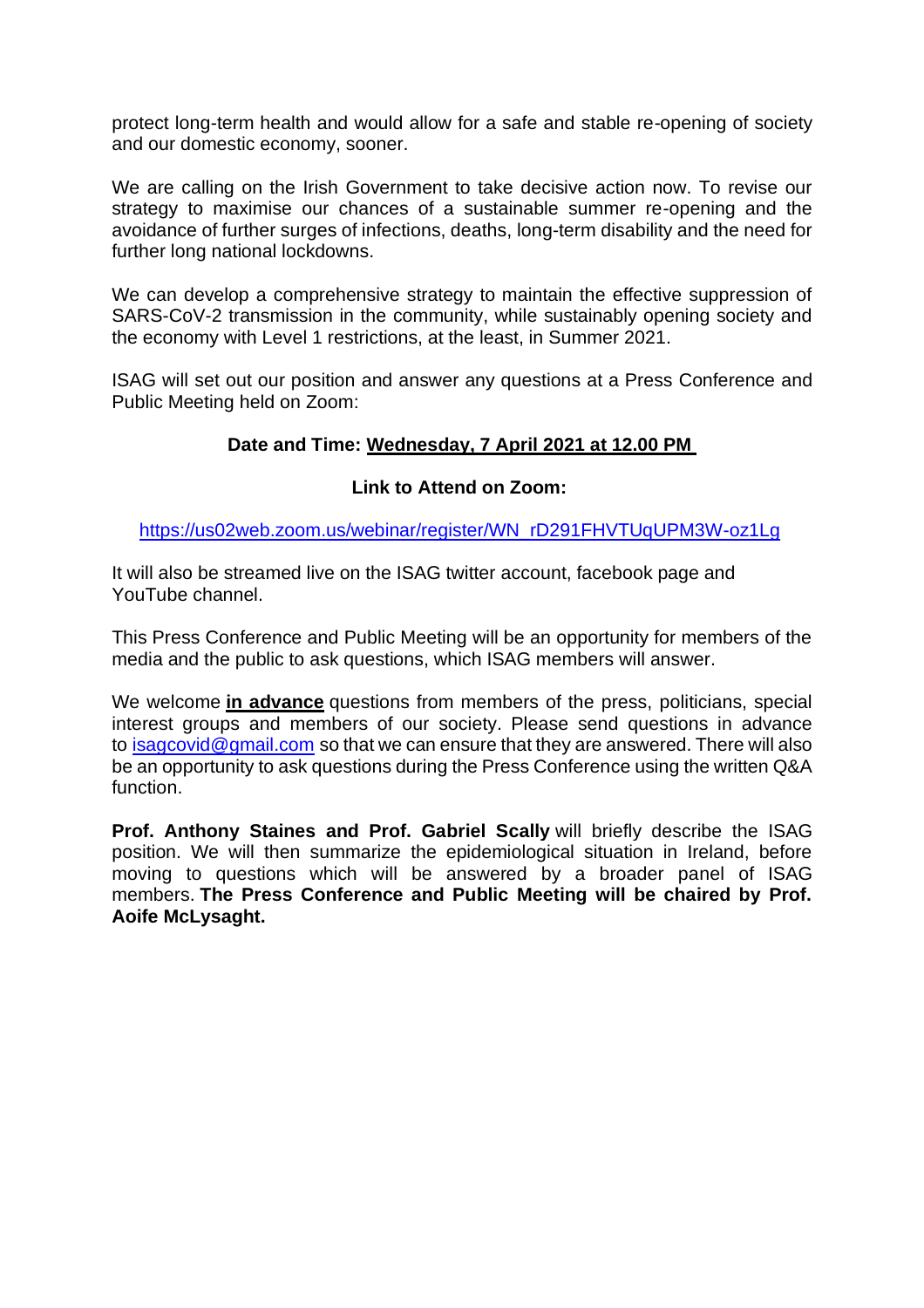protect long-term health and would allow for a safe and stable re-opening of society and our domestic economy, sooner.

We are calling on the Irish Government to take decisive action now. To revise our strategy to maximise our chances of a sustainable summer re-opening and the avoidance of further surges of infections, deaths, long-term disability and the need for further long national lockdowns.

We can develop a comprehensive strategy to maintain the effective suppression of SARS-CoV-2 transmission in the community, while sustainably opening society and the economy with Level 1 restrictions, at the least, in Summer 2021.

ISAG will set out our position and answer any questions at a Press Conference and Public Meeting held on Zoom:

**Date and Time: Wednesday, 7 April 2021 at 12.00 PM**

**Link to Attend on Zoom:**

https://us02web.zoom.us/webinar/register/WN_rD291FHVTUqUPM3W-oz1Lg

It will also be streamed live on the ISAG twitter account, facebook page and YouTube channel.

This Press Conference and Public Meeting will be an opportunity for members of the media and the public to ask questions, which ISAG members will answer.

We welcome **in advance** questions from members of the press, politicians, special interest groups and members of our society. Please send questions in advance to isagcovid@gmail.com so that we can ensure that they are answered. There will also be an opportunity to ask questions during the Press Conference using the written Q&A function.

**Prof. Anthony Staines and Prof. Gabriel Scally** will briefly describe the ISAG position. We will then summarize the epidemiological situation in Ireland, before moving to questions which will be answered by a broader panel of ISAG members. **The Press Conference and Public Meeting will be chaired by Prof. Aoife McLysaght.**